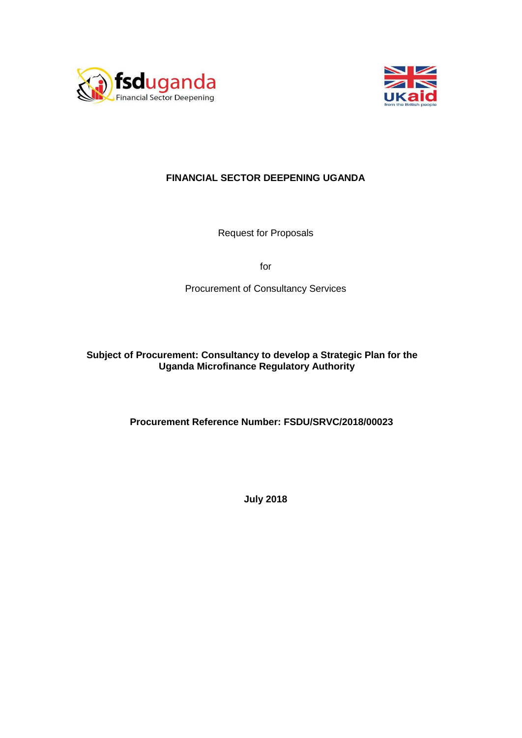# FINANCIAL SECTOR DEEPENING UGANDA

Request for Proposals

for

Procurement of Consultancy Services

**Subject of Procurement: Consultancy to develop a Strategic Plan for the Uganda Microfinance Regulatory Authority**

**Procurement Reference Number: FSDU/SRVC/2018/00023**

**July 2018**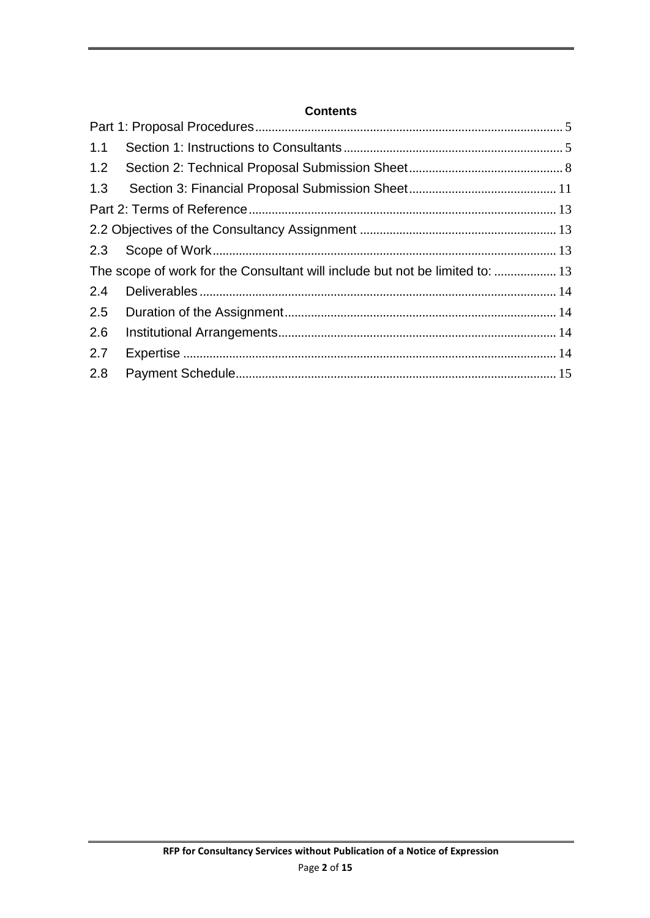**Contents**

Part 1: Proposal Procedures ..... 5

1.1 Section 1: Instructions to Consultants ..... 5

1.2 Section 2: Technical Proposal Submission Sheet ..... 8

1.3 Section 3: Financial Proposal Submission Sheet ..... 11

Part 2: Terms of Reference ..... 13

2.2 Objectives of the Consultancy Assignment ..... 13

2.3 Scope of Work ..... 13

The scope of work for the Consultant will include but not be limited to: ..... 13

2.4 Deliverables ..... 14

2.5 Duration of the Assignment ..... 14

2.6 Institutional Arrangements ..... 14

2.7 Expertise ..... 14

2.8 Payment Schedule ..... 15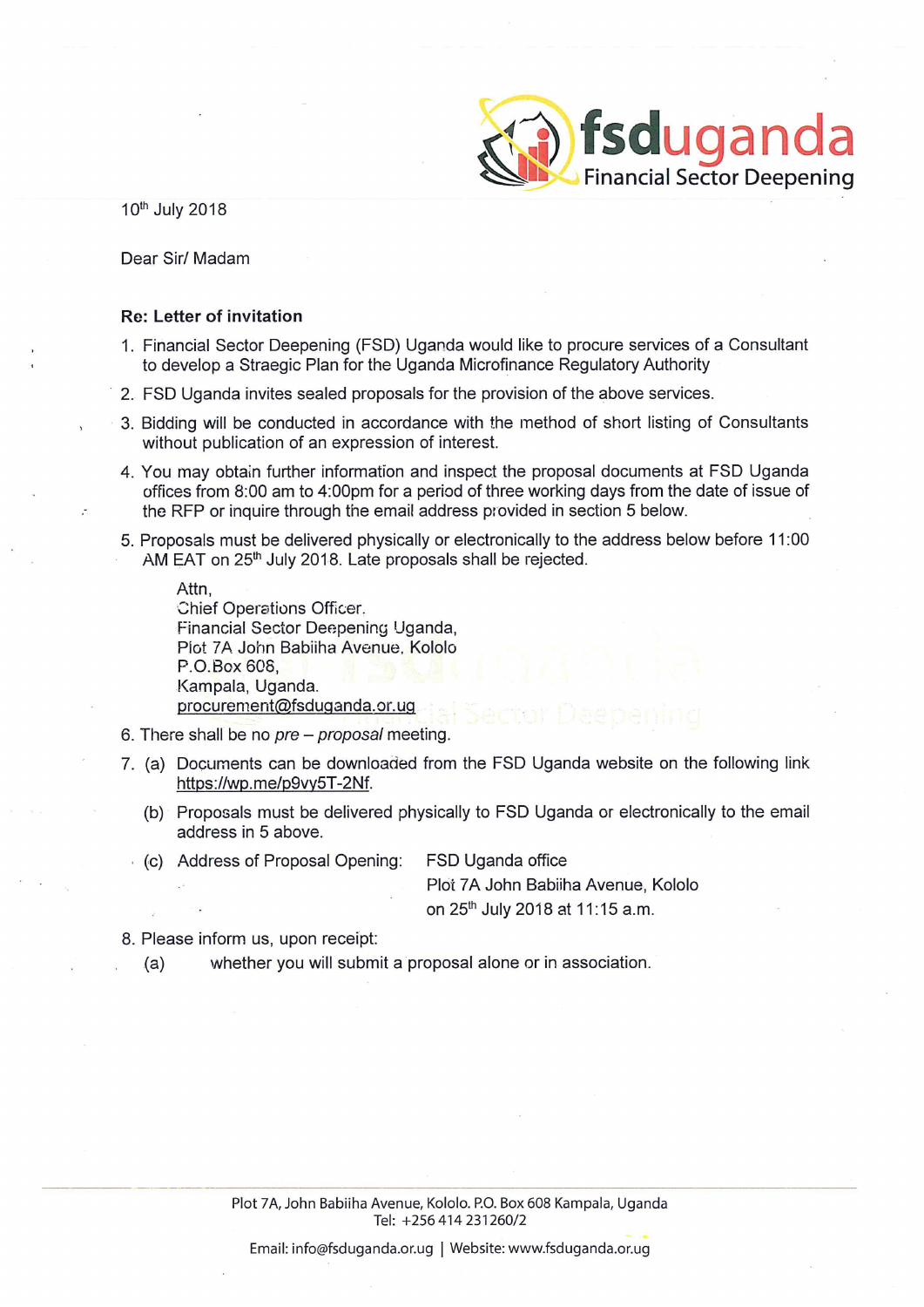fsduganda
Financial Sector Deepening

10th July 2018

Dear Sir/ Madam

**Re: Letter of invitation**

1. Financial Sector Deepening (FSD) Uganda would like to procure services of a Consultant to develop a Straegic Plan for the Uganda Microfinance Regulatory Authority
2. FSD Uganda invites sealed proposals for the provision of the above services.
3. Bidding will be conducted in accordance with the method of short listing of Consultants without publication of an expression of interest.
4. You may obtain further information and inspect the proposal documents at FSD Uganda offices from 8:00 am to 4:00pm for a period of three working days from the date of issue of the RFP or inquire through the email address provided in section 5 below.
5. Proposals must be delivered physically or electronically to the address below before 11:00 AM EAT on 25th July 2018. Late proposals shall be rejected.

   Attn,
   Chief Operations Officer.
   Financial Sector Deepening Uganda,
   Plot 7A John Babiiha Avenue, Kololo
   P.O.Box 608,
   Kampala, Uganda.
   procurement@fsduganda.or.ug

6. There shall be no *pre – proposal* meeting.
7. (a) Documents can be downloaded from the FSD Uganda website on the following link https://wp.me/p9vy5T-2Nf.

   (b) Proposals must be delivered physically to FSD Uganda or electronically to the email address in 5 above.

   (c) Address of Proposal Opening: FSD Uganda office
   Plot 7A John Babiiha Avenue, Kololo
   on 25th July 2018 at 11:15 a.m.

8. Please inform us, upon receipt:

   (a) whether you will submit a proposal alone or in association.

Plot 7A, John Babiiha Avenue, Kololo. P.O. Box 608 Kampala, Uganda
Tel: +256 414 231260/2
Email: info@fsduganda.or.ug | Website: www.fsduganda.or.ug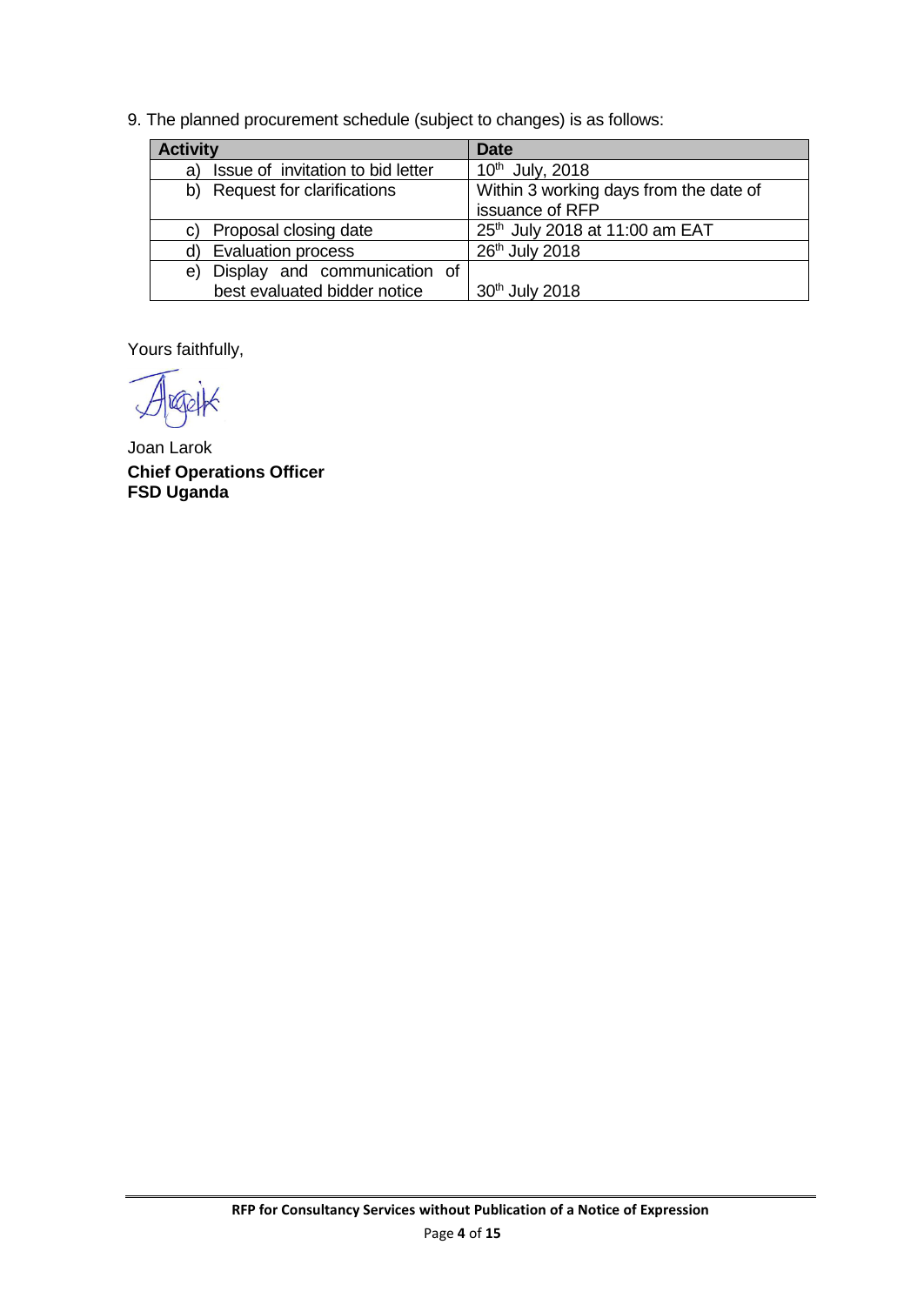9. The planned procurement schedule (subject to changes) is as follows:

| Activity | Date |
|---|---|
| a) Issue of invitation to bid letter | 10th July, 2018 |
| b) Request for clarifications | Within 3 working days from the date of issuance of RFP |
| c) Proposal closing date | 25th July 2018 at 11:00 am EAT |
| d) Evaluation process | 26th July 2018 |
| e) Display and communication of best evaluated bidder notice | 30th July 2018 |

Yours faithfully,

Joan Larok
**Chief Operations Officer**
**FSD Uganda**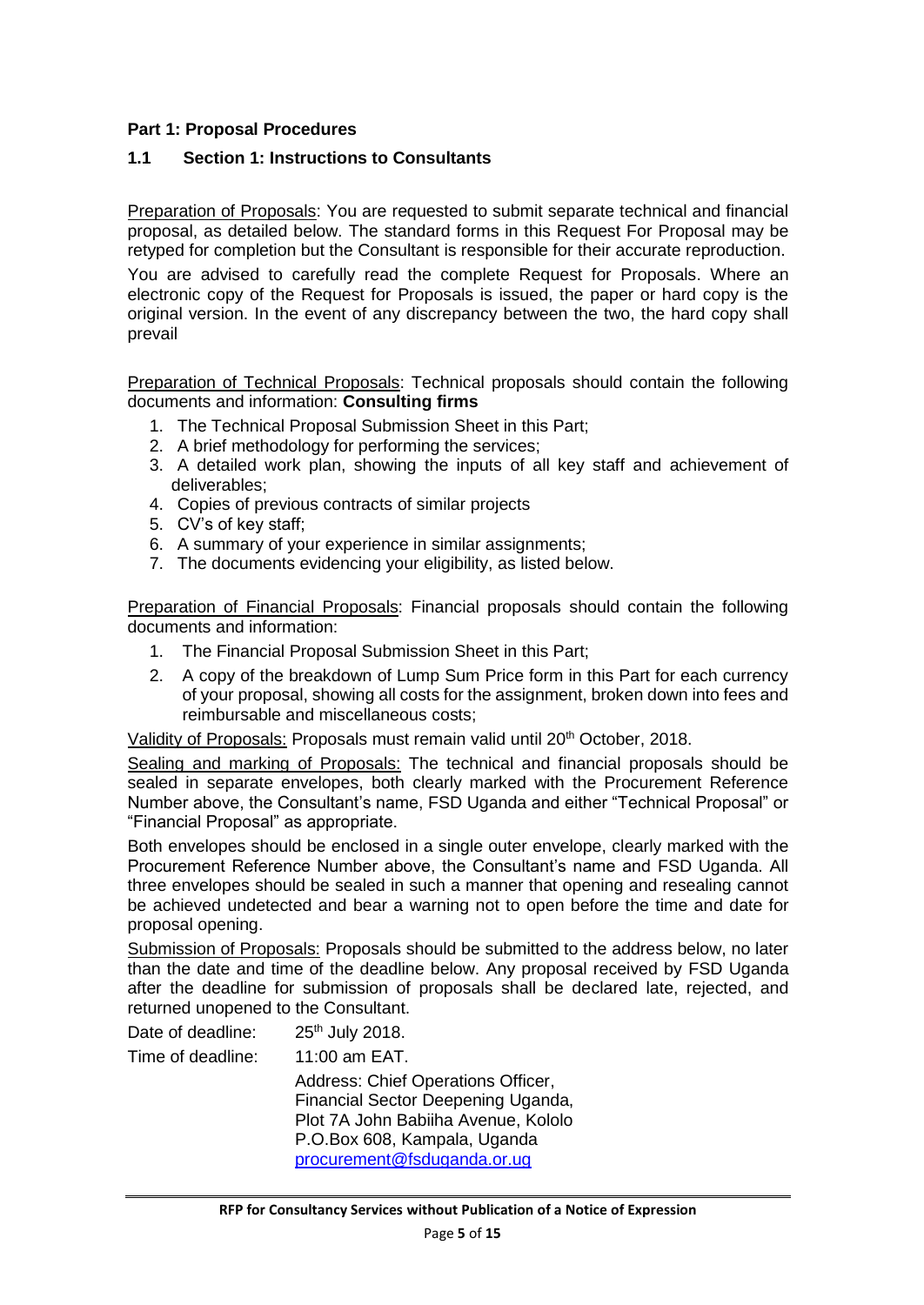## Part 1: Proposal Procedures

### 1.1 Section 1: Instructions to Consultants

Preparation of Proposals: You are requested to submit separate technical and financial proposal, as detailed below. The standard forms in this Request For Proposal may be retyped for completion but the Consultant is responsible for their accurate reproduction.

You are advised to carefully read the complete Request for Proposals. Where an electronic copy of the Request for Proposals is issued, the paper or hard copy is the original version. In the event of any discrepancy between the two, the hard copy shall prevail

Preparation of Technical Proposals: Technical proposals should contain the following documents and information: **Consulting firms**

1. The Technical Proposal Submission Sheet in this Part;
2. A brief methodology for performing the services;
3. A detailed work plan, showing the inputs of all key staff and achievement of deliverables;
4. Copies of previous contracts of similar projects
5. CV's of key staff;
6. A summary of your experience in similar assignments;
7. The documents evidencing your eligibility, as listed below.

Preparation of Financial Proposals: Financial proposals should contain the following documents and information:

1. The Financial Proposal Submission Sheet in this Part;
2. A copy of the breakdown of Lump Sum Price form in this Part for each currency of your proposal, showing all costs for the assignment, broken down into fees and reimbursable and miscellaneous costs;

Validity of Proposals: Proposals must remain valid until 20th October, 2018.

Sealing and marking of Proposals: The technical and financial proposals should be sealed in separate envelopes, both clearly marked with the Procurement Reference Number above, the Consultant's name, FSD Uganda and either "Technical Proposal" or "Financial Proposal" as appropriate.

Both envelopes should be enclosed in a single outer envelope, clearly marked with the Procurement Reference Number above, the Consultant's name and FSD Uganda. All three envelopes should be sealed in such a manner that opening and resealing cannot be achieved undetected and bear a warning not to open before the time and date for proposal opening.

Submission of Proposals: Proposals should be submitted to the address below, no later than the date and time of the deadline below. Any proposal received by FSD Uganda after the deadline for submission of proposals shall be declared late, rejected, and returned unopened to the Consultant.

Date of deadline: 25th July 2018.

Time of deadline: 11:00 am EAT.

Address: Chief Operations Officer,
Financial Sector Deepening Uganda,
Plot 7A John Babiiha Avenue, Kololo
P.O.Box 608, Kampala, Uganda
procurement@fsduganda.or.ug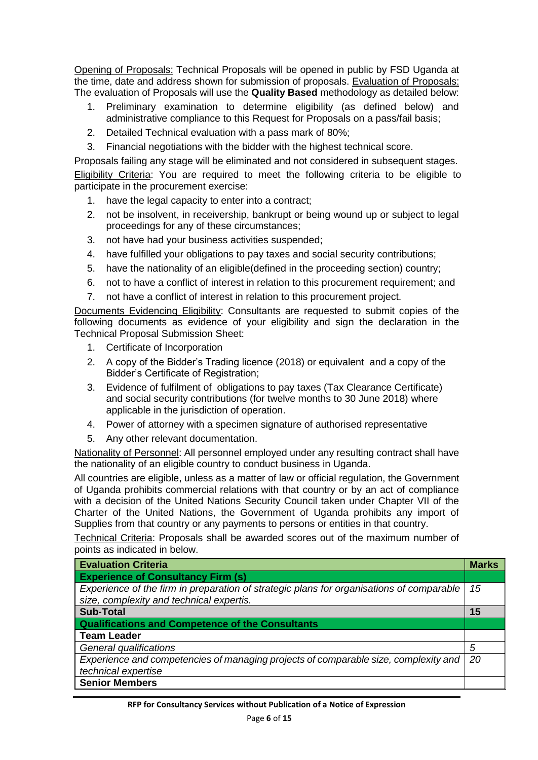Opening of Proposals: Technical Proposals will be opened in public by FSD Uganda at the time, date and address shown for submission of proposals. Evaluation of Proposals: The evaluation of Proposals will use the **Quality Based** methodology as detailed below:

1. Preliminary examination to determine eligibility (as defined below) and administrative compliance to this Request for Proposals on a pass/fail basis;
2. Detailed Technical evaluation with a pass mark of 80%;
3. Financial negotiations with the bidder with the highest technical score.

Proposals failing any stage will be eliminated and not considered in subsequent stages.

Eligibility Criteria: You are required to meet the following criteria to be eligible to participate in the procurement exercise:

1. have the legal capacity to enter into a contract;
2. not be insolvent, in receivership, bankrupt or being wound up or subject to legal proceedings for any of these circumstances;
3. not have had your business activities suspended;
4. have fulfilled your obligations to pay taxes and social security contributions;
5. have the nationality of an eligible(defined in the proceeding section) country;
6. not to have a conflict of interest in relation to this procurement requirement; and
7. not have a conflict of interest in relation to this procurement project.

Documents Evidencing Eligibility: Consultants are requested to submit copies of the following documents as evidence of your eligibility and sign the declaration in the Technical Proposal Submission Sheet:

1. Certificate of Incorporation
2. A copy of the Bidder's Trading licence (2018) or equivalent and a copy of the Bidder's Certificate of Registration;
3. Evidence of fulfilment of obligations to pay taxes (Tax Clearance Certificate) and social security contributions (for twelve months to 30 June 2018) where applicable in the jurisdiction of operation.
4. Power of attorney with a specimen signature of authorised representative
5. Any other relevant documentation.

Nationality of Personnel: All personnel employed under any resulting contract shall have the nationality of an eligible country to conduct business in Uganda.

All countries are eligible, unless as a matter of law or official regulation, the Government of Uganda prohibits commercial relations with that country or by an act of compliance with a decision of the United Nations Security Council taken under Chapter VII of the Charter of the United Nations, the Government of Uganda prohibits any import of Supplies from that country or any payments to persons or entities in that country.

Technical Criteria: Proposals shall be awarded scores out of the maximum number of points as indicated in below.

| **Evaluation Criteria** | **Marks** |
|---|---|
| **Experience of Consultancy Firm (s)** | |
| *Experience of the firm in preparation of strategic plans for organisations of comparable size, complexity and technical expertis.* | *15* |
| **Sub-Total** | **15** |
| **Qualifications and Competence of the Consultants** | |
| **Team Leader** | |
| *General qualifications* | *5* |
| *Experience and competencies of managing projects of comparable size, complexity and technical expertise* | *20* |
| **Senior Members** | |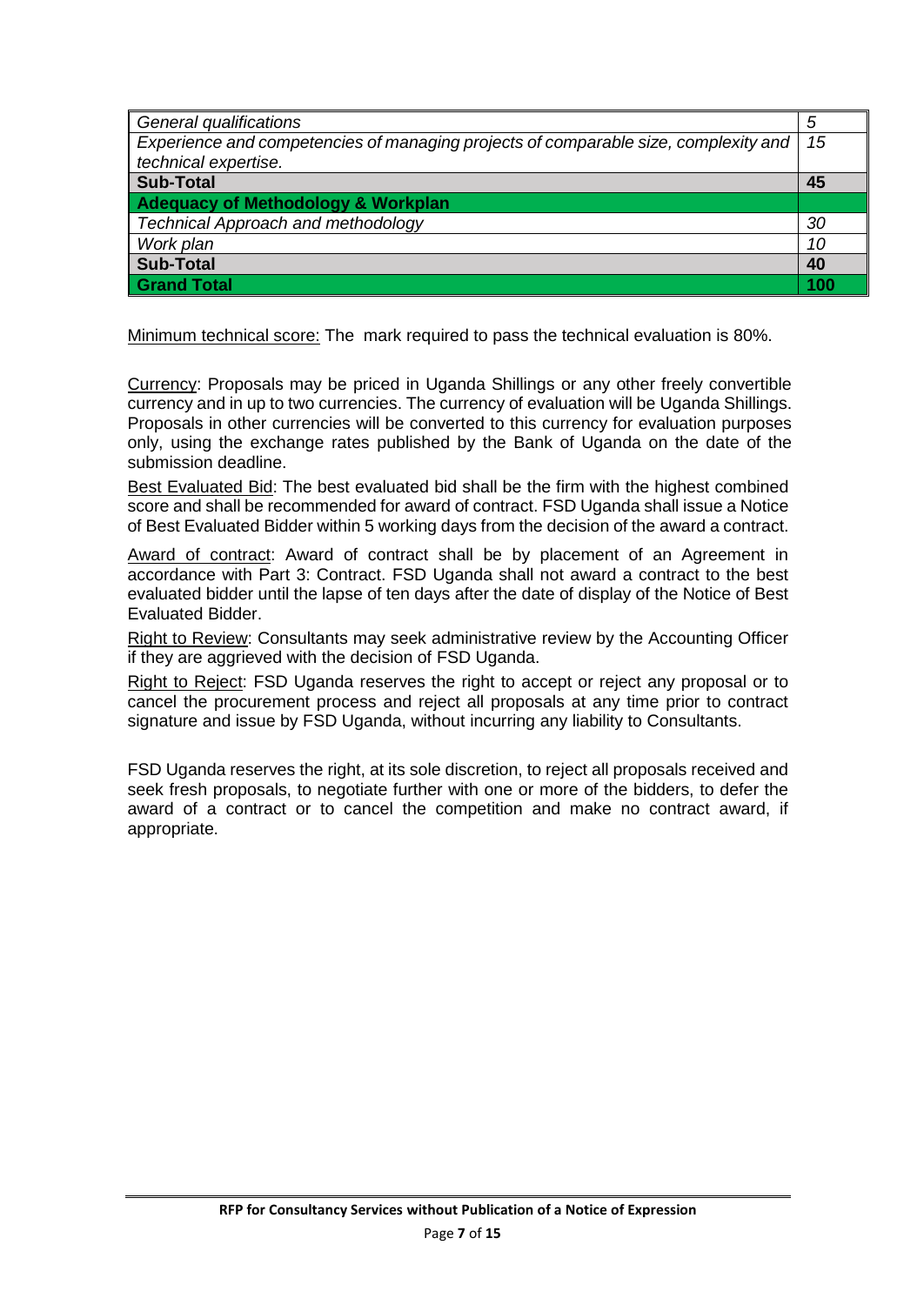| | |
|---|---|
| *General qualifications* | *5* |
| *Experience and competencies of managing projects of comparable size, complexity and technical expertise.* | *15* |
| **Sub-Total** | **45** |
| **Adequacy of Methodology & Workplan** | |
| *Technical Approach and methodology* | *30* |
| *Work plan* | *10* |
| **Sub-Total** | **40** |
| **Grand Total** | **100** |

Minimum technical score: The mark required to pass the technical evaluation is 80%.

Currency: Proposals may be priced in Uganda Shillings or any other freely convertible currency and in up to two currencies. The currency of evaluation will be Uganda Shillings. Proposals in other currencies will be converted to this currency for evaluation purposes only, using the exchange rates published by the Bank of Uganda on the date of the submission deadline.

Best Evaluated Bid: The best evaluated bid shall be the firm with the highest combined score and shall be recommended for award of contract. FSD Uganda shall issue a Notice of Best Evaluated Bidder within 5 working days from the decision of the award a contract.

Award of contract: Award of contract shall be by placement of an Agreement in accordance with Part 3: Contract. FSD Uganda shall not award a contract to the best evaluated bidder until the lapse of ten days after the date of display of the Notice of Best Evaluated Bidder.

Right to Review: Consultants may seek administrative review by the Accounting Officer if they are aggrieved with the decision of FSD Uganda.

Right to Reject: FSD Uganda reserves the right to accept or reject any proposal or to cancel the procurement process and reject all proposals at any time prior to contract signature and issue by FSD Uganda, without incurring any liability to Consultants.

FSD Uganda reserves the right, at its sole discretion, to reject all proposals received and seek fresh proposals, to negotiate further with one or more of the bidders, to defer the award of a contract or to cancel the competition and make no contract award, if appropriate.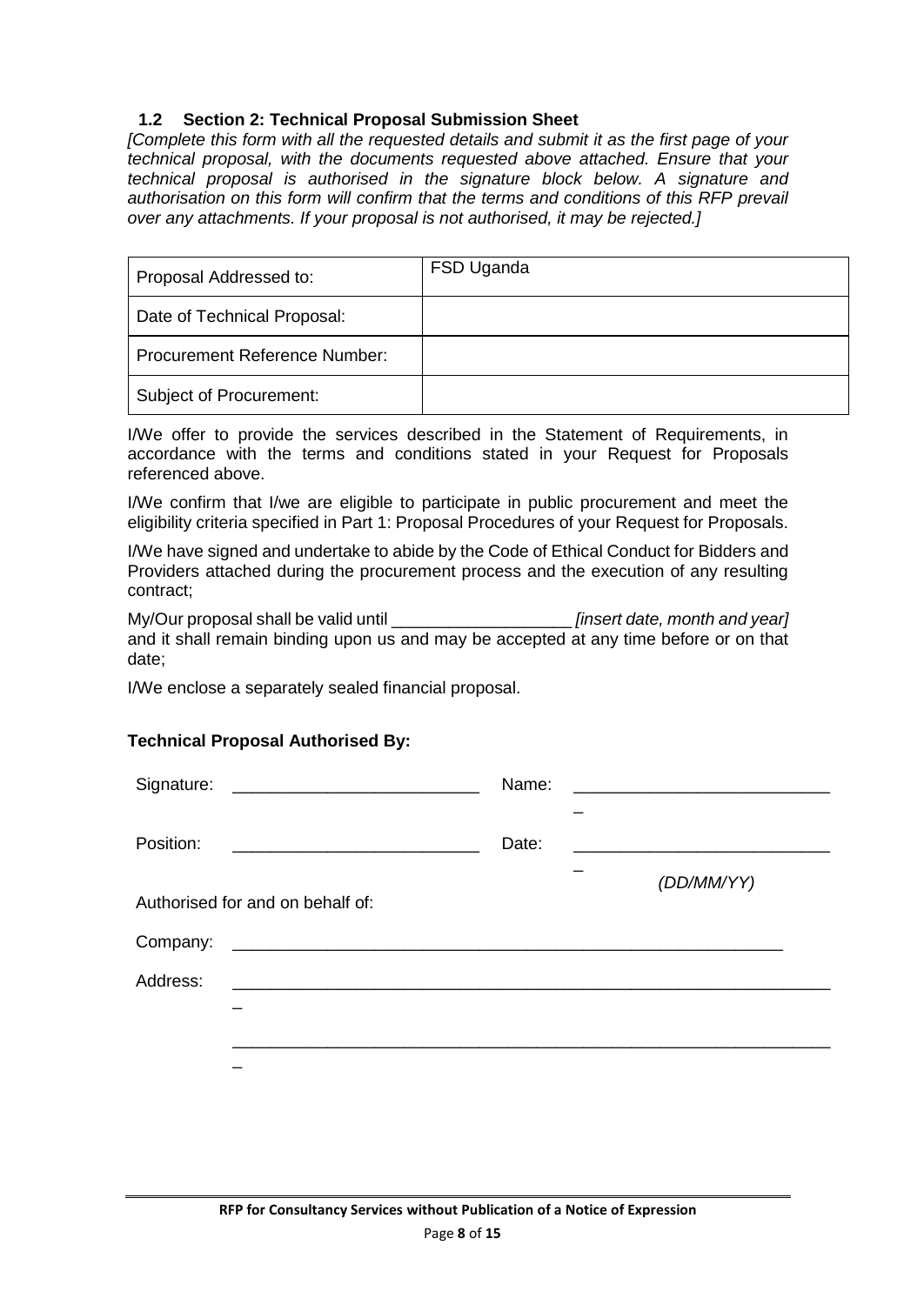## 1.2 Section 2: Technical Proposal Submission Sheet

*[Complete this form with all the requested details and submit it as the first page of your technical proposal, with the documents requested above attached. Ensure that your technical proposal is authorised in the signature block below. A signature and authorisation on this form will confirm that the terms and conditions of this RFP prevail over any attachments. If your proposal is not authorised, it may be rejected.]*

| Proposal Addressed to: | FSD Uganda |
|---|---|
| Date of Technical Proposal: | |
| Procurement Reference Number: | |
| Subject of Procurement: | |

I/We offer to provide the services described in the Statement of Requirements, in accordance with the terms and conditions stated in your Request for Proposals referenced above.

I/We confirm that I/we are eligible to participate in public procurement and meet the eligibility criteria specified in Part 1: Proposal Procedures of your Request for Proposals.

I/We have signed and undertake to abide by the Code of Ethical Conduct for Bidders and Providers attached during the procurement process and the execution of any resulting contract;

My/Our proposal shall be valid until ___________________ *[insert date, month and year]* and it shall remain binding upon us and may be accepted at any time before or on that date;

I/We enclose a separately sealed financial proposal.

**Technical Proposal Authorised By:**

Signature: __________________________ Name: ____________________________

Position: __________________________ Date: ____________________________ *(DD/MM/YY)*

Authorised for and on behalf of:

Company: ____________________________________________________________

Address: ____________________________________________________________

____________________________________________________________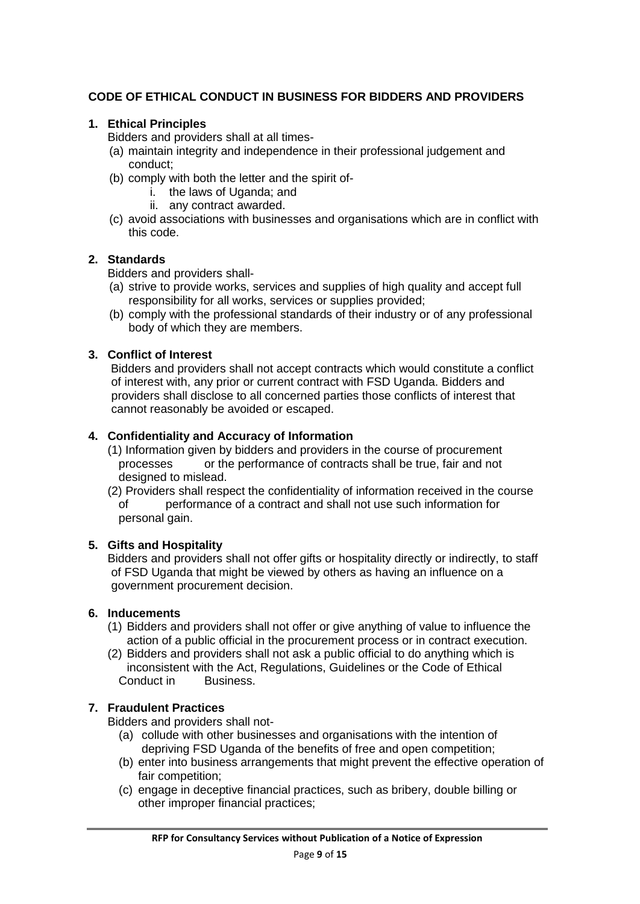**CODE OF ETHICAL CONDUCT IN BUSINESS FOR BIDDERS AND PROVIDERS**

1. **Ethical Principles**

   Bidders and providers shall at all times-

   (a) maintain integrity and independence in their professional judgement and conduct;

   (b) comply with both the letter and the spirit of-

      i. the laws of Uganda; and

      ii. any contract awarded.

   (c) avoid associations with businesses and organisations which are in conflict with this code.

2. **Standards**

   Bidders and providers shall-

   (a) strive to provide works, services and supplies of high quality and accept full responsibility for all works, services or supplies provided;

   (b) comply with the professional standards of their industry or of any professional body of which they are members.

3. **Conflict of Interest**

   Bidders and providers shall not accept contracts which would constitute a conflict of interest with, any prior or current contract with FSD Uganda. Bidders and providers shall disclose to all concerned parties those conflicts of interest that cannot reasonably be avoided or escaped.

4. **Confidentiality and Accuracy of Information**

   (1) Information given by bidders and providers in the course of procurement processes or the performance of contracts shall be true, fair and not designed to mislead.

   (2) Providers shall respect the confidentiality of information received in the course of performance of a contract and shall not use such information for personal gain.

5. **Gifts and Hospitality**

   Bidders and providers shall not offer gifts or hospitality directly or indirectly, to staff of FSD Uganda that might be viewed by others as having an influence on a government procurement decision.

6. **Inducements**

   (1) Bidders and providers shall not offer or give anything of value to influence the action of a public official in the procurement process or in contract execution.

   (2) Bidders and providers shall not ask a public official to do anything which is inconsistent with the Act, Regulations, Guidelines or the Code of Ethical Conduct in Business.

7. **Fraudulent Practices**

   Bidders and providers shall not-

   (a) collude with other businesses and organisations with the intention of depriving FSD Uganda of the benefits of free and open competition;

   (b) enter into business arrangements that might prevent the effective operation of fair competition;

   (c) engage in deceptive financial practices, such as bribery, double billing or other improper financial practices;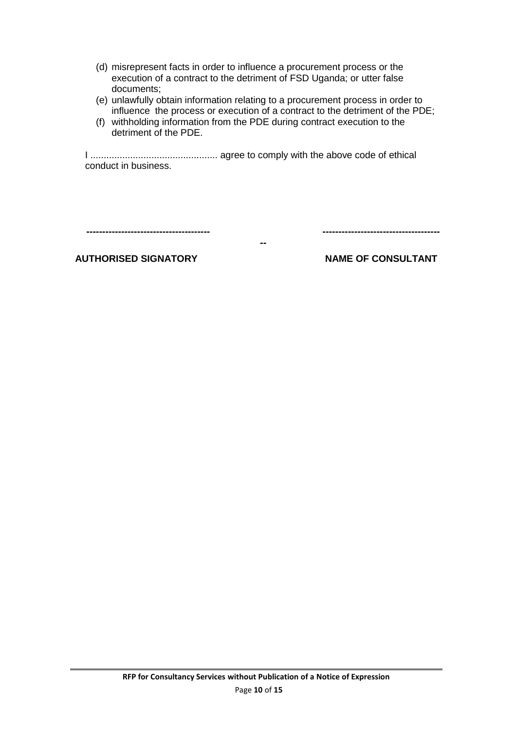(d) misrepresent facts in order to influence a procurement process or the execution of a contract to the detriment of FSD Uganda; or utter false documents;

(e) unlawfully obtain information relating to a procurement process in order to influence the process or execution of a contract to the detriment of the PDE;

(f) withholding information from the PDE during contract execution to the detriment of the PDE.

I ............................................... agree to comply with the above code of ethical conduct in business.

**--------------------------------------** &nbsp;&nbsp;&nbsp;&nbsp;&nbsp;&nbsp;&nbsp;&nbsp;&nbsp;&nbsp;&nbsp;&nbsp;&nbsp;&nbsp;&nbsp;&nbsp; **--** &nbsp;&nbsp;&nbsp;&nbsp;&nbsp;&nbsp;&nbsp;&nbsp;&nbsp;&nbsp;&nbsp;&nbsp;&nbsp;&nbsp;&nbsp;&nbsp; **------------------------------------**

**AUTHORISED SIGNATORY** &nbsp;&nbsp;&nbsp;&nbsp;&nbsp;&nbsp;&nbsp;&nbsp;&nbsp;&nbsp;&nbsp;&nbsp;&nbsp;&nbsp;&nbsp;&nbsp;&nbsp;&nbsp;&nbsp;&nbsp;&nbsp;&nbsp;&nbsp;&nbsp;&nbsp;&nbsp;&nbsp;&nbsp;&nbsp;&nbsp;&nbsp;&nbsp; **NAME OF CONSULTANT**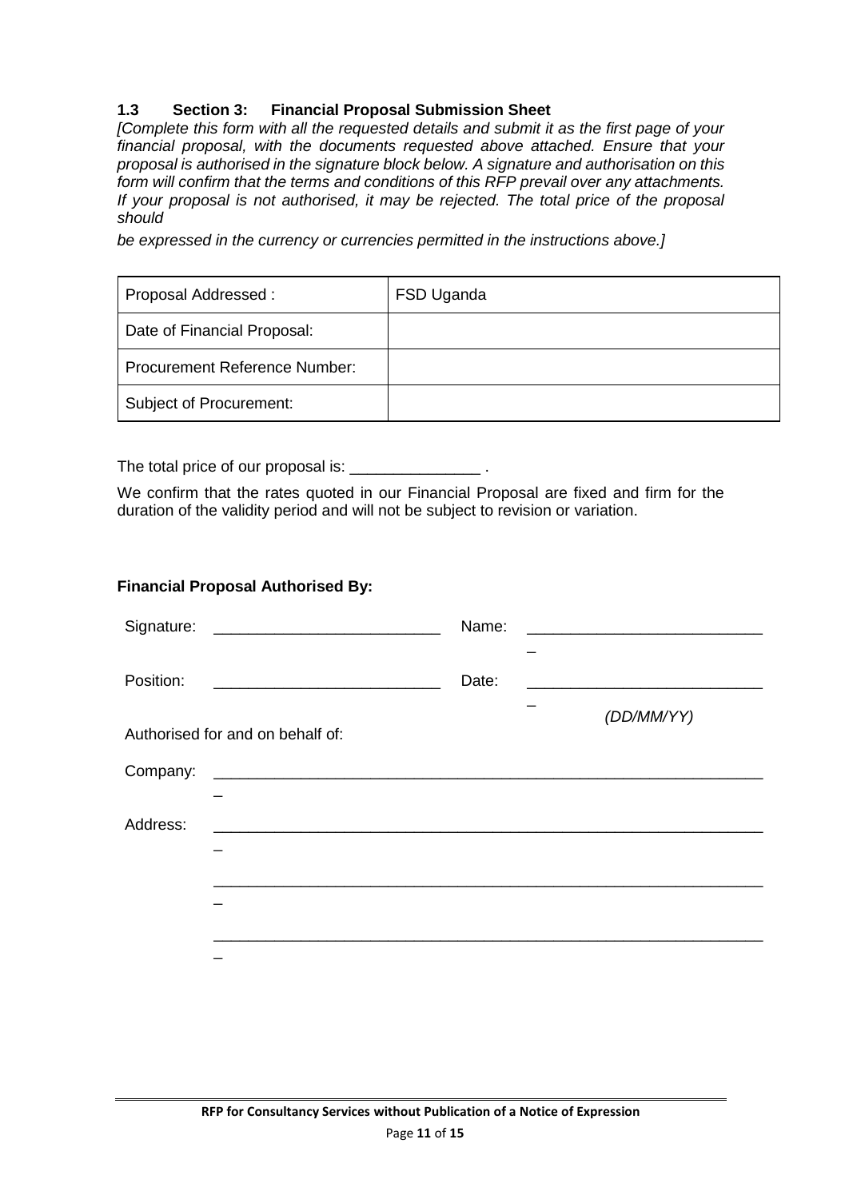### 1.3 Section 3: Financial Proposal Submission Sheet

*[Complete this form with all the requested details and submit it as the first page of your financial proposal, with the documents requested above attached. Ensure that your proposal is authorised in the signature block below. A signature and authorisation on this form will confirm that the terms and conditions of this RFP prevail over any attachments. If your proposal is not authorised, it may be rejected. The total price of the proposal should*

*be expressed in the currency or currencies permitted in the instructions above.]*

| Proposal Addressed : | FSD Uganda |
|---|---|
| Date of Financial Proposal: | |
| Procurement Reference Number: | |
| Subject of Procurement: | |

The total price of our proposal is: _______________ .

We confirm that the rates quoted in our Financial Proposal are fixed and firm for the duration of the validity period and will not be subject to revision or variation.

**Financial Proposal Authorised By:**

Signature: __________________________ Name: ____________________________

Position: __________________________ Date: ____________________________ *(DD/MM/YY)*

Authorised for and on behalf of:

Company: _________________________________________________________________

Address: _________________________________________________________________

_________________________________________________________________

_________________________________________________________________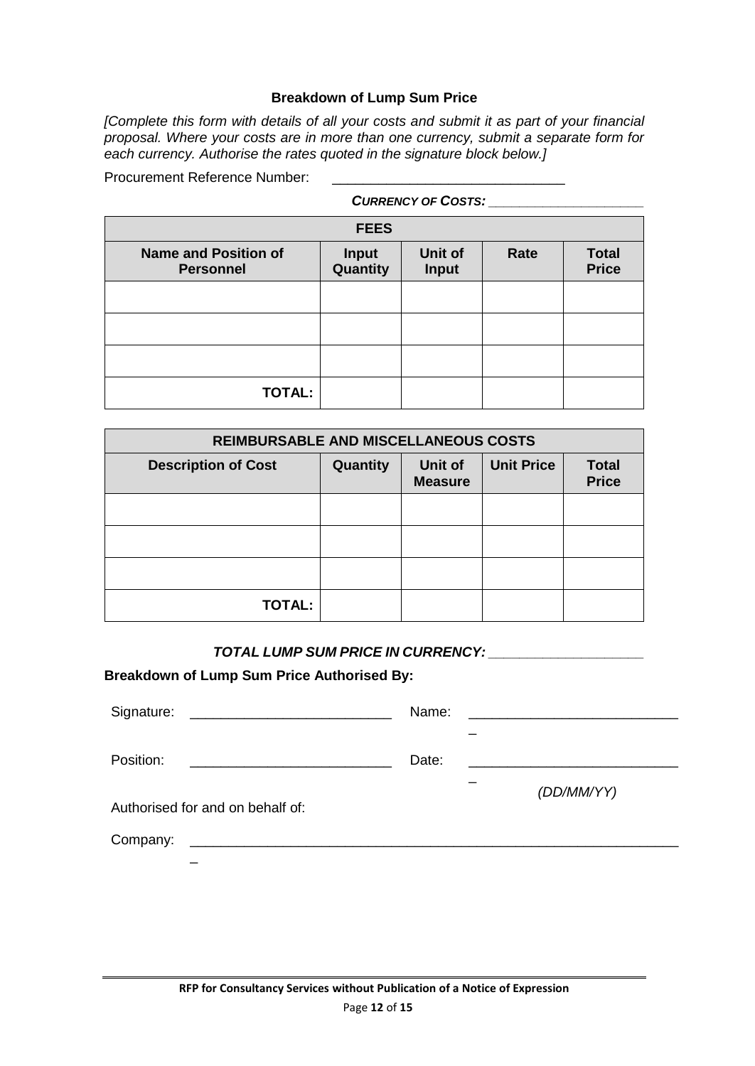**Breakdown of Lump Sum Price**

*[Complete this form with details of all your costs and submit it as part of your financial proposal. Where your costs are in more than one currency, submit a separate form for each currency. Authorise the rates quoted in the signature block below.]*

Procurement Reference Number: ______________________________

***CURRENCY OF COSTS:*** ____________________

| **FEES** | | | | |
|---|---|---|---|---|
| **Name and Position of Personnel** | **Input Quantity** | **Unit of Input** | **Rate** | **Total Price** |
| | | | | |
| | | | | |
| | | | | |
| **TOTAL:** | | | | |

| **REIMBURSABLE AND MISCELLANEOUS COSTS** | | | | |
|---|---|---|---|---|
| **Description of Cost** | **Quantity** | **Unit of Measure** | **Unit Price** | **Total Price** |
| | | | | |
| | | | | |
| | | | | |
| **TOTAL:** | | | | |

***TOTAL LUMP SUM PRICE IN CURRENCY:*** ____________________

**Breakdown of Lump Sum Price Authorised By:**

Signature: __________________________ Name: ___________________________

Position: __________________________ Date: ___________________________ *(DD/MM/YY)*

Authorised for and on behalf of:

Company: _______________________________________________________________

RFP for Consultancy Services without Publication of a Notice of Expression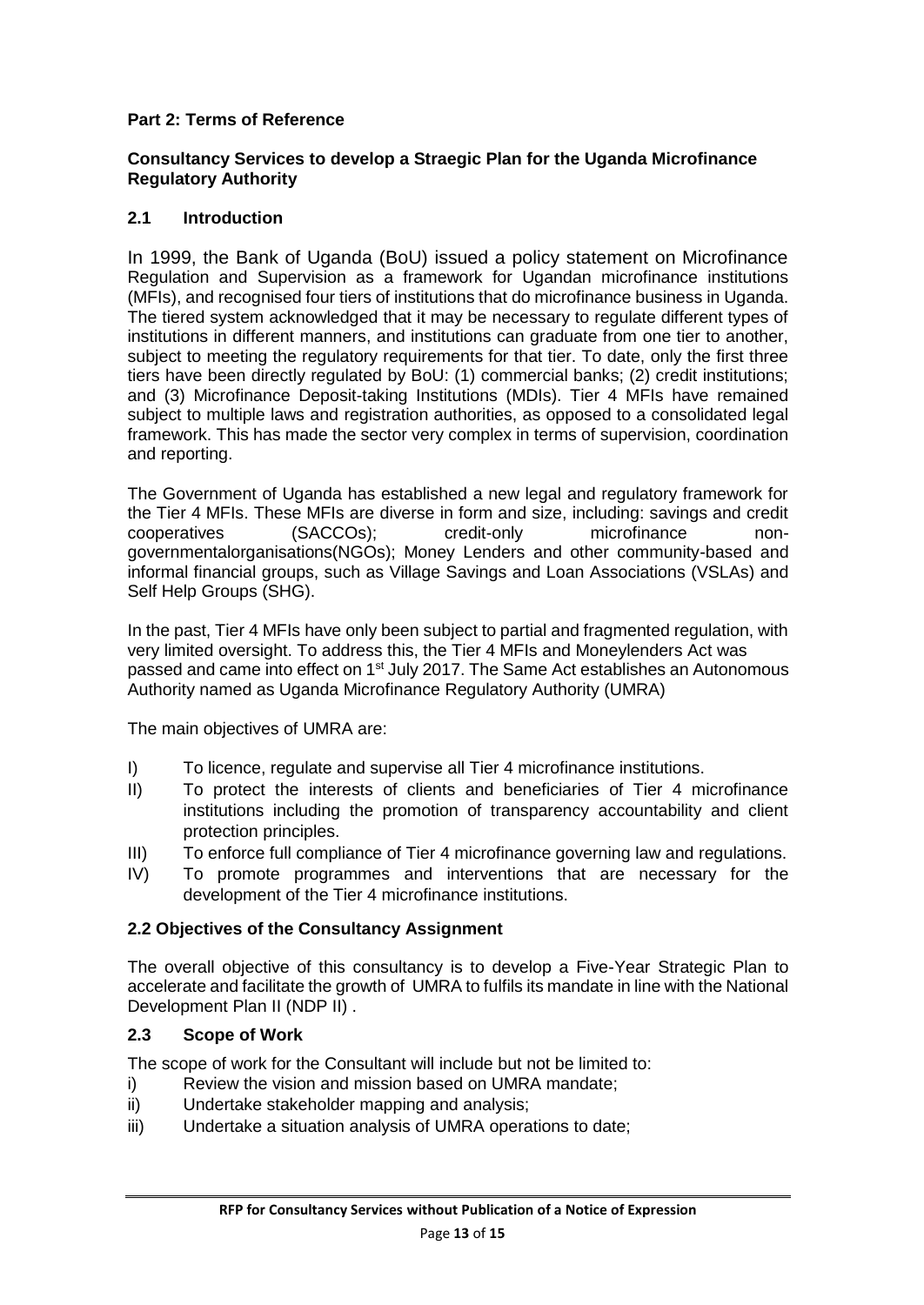**Part 2: Terms of Reference**

**Consultancy Services to develop a Straegic Plan for the Uganda Microfinance Regulatory Authority**

## 2.1 Introduction

In 1999, the Bank of Uganda (BoU) issued a policy statement on Microfinance Regulation and Supervision as a framework for Ugandan microfinance institutions (MFIs), and recognised four tiers of institutions that do microfinance business in Uganda. The tiered system acknowledged that it may be necessary to regulate different types of institutions in different manners, and institutions can graduate from one tier to another, subject to meeting the regulatory requirements for that tier. To date, only the first three tiers have been directly regulated by BoU: (1) commercial banks; (2) credit institutions; and (3) Microfinance Deposit-taking Institutions (MDIs). Tier 4 MFIs have remained subject to multiple laws and registration authorities, as opposed to a consolidated legal framework. This has made the sector very complex in terms of supervision, coordination and reporting.

The Government of Uganda has established a new legal and regulatory framework for the Tier 4 MFIs. These MFIs are diverse in form and size, including: savings and credit cooperatives (SACCOs); credit-only microfinance non-governmentalorganisations(NGOs); Money Lenders and other community-based and informal financial groups, such as Village Savings and Loan Associations (VSLAs) and Self Help Groups (SHG).

In the past, Tier 4 MFIs have only been subject to partial and fragmented regulation, with very limited oversight. To address this, the Tier 4 MFIs and Moneylenders Act was passed and came into effect on 1st July 2017. The Same Act establishes an Autonomous Authority named as Uganda Microfinance Regulatory Authority (UMRA)

The main objectives of UMRA are:

I) To licence, regulate and supervise all Tier 4 microfinance institutions.
II) To protect the interests of clients and beneficiaries of Tier 4 microfinance institutions including the promotion of transparency accountability and client protection principles.
III) To enforce full compliance of Tier 4 microfinance governing law and regulations.
IV) To promote programmes and interventions that are necessary for the development of the Tier 4 microfinance institutions.

## 2.2 Objectives of the Consultancy Assignment

The overall objective of this consultancy is to develop a Five-Year Strategic Plan to accelerate and facilitate the growth of UMRA to fulfils its mandate in line with the National Development Plan II (NDP II) .

## 2.3 Scope of Work

The scope of work for the Consultant will include but not be limited to:

i) Review the vision and mission based on UMRA mandate;
ii) Undertake stakeholder mapping and analysis;
iii) Undertake a situation analysis of UMRA operations to date;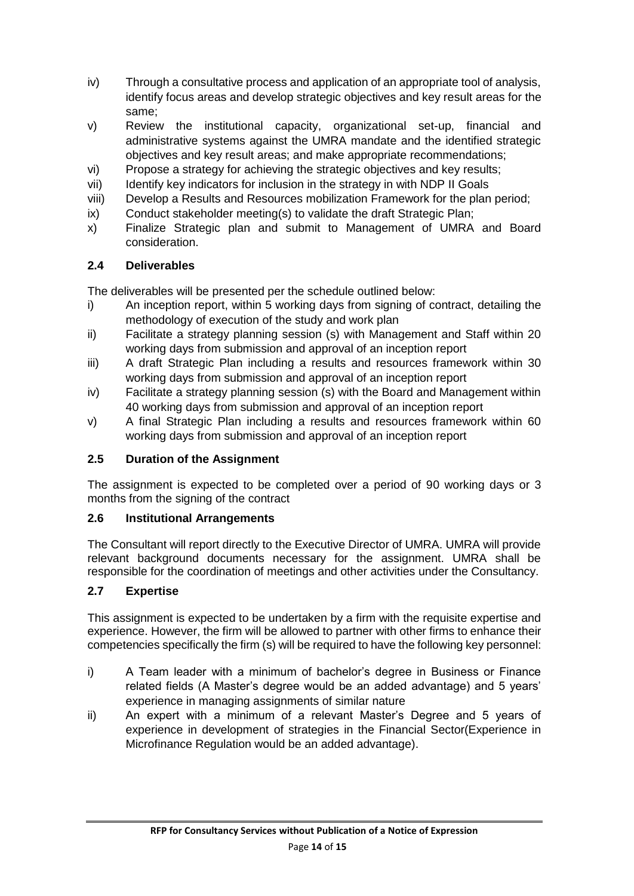iv) Through a consultative process and application of an appropriate tool of analysis, identify focus areas and develop strategic objectives and key result areas for the same;

v) Review the institutional capacity, organizational set-up, financial and administrative systems against the UMRA mandate and the identified strategic objectives and key result areas; and make appropriate recommendations;

vi) Propose a strategy for achieving the strategic objectives and key results;

vii) Identify key indicators for inclusion in the strategy in with NDP II Goals

viii) Develop a Results and Resources mobilization Framework for the plan period;

ix) Conduct stakeholder meeting(s) to validate the draft Strategic Plan;

x) Finalize Strategic plan and submit to Management of UMRA and Board consideration.

### 2.4 Deliverables

The deliverables will be presented per the schedule outlined below:

i) An inception report, within 5 working days from signing of contract, detailing the methodology of execution of the study and work plan

ii) Facilitate a strategy planning session (s) with Management and Staff within 20 working days from submission and approval of an inception report

iii) A draft Strategic Plan including a results and resources framework within 30 working days from submission and approval of an inception report

iv) Facilitate a strategy planning session (s) with the Board and Management within 40 working days from submission and approval of an inception report

v) A final Strategic Plan including a results and resources framework within 60 working days from submission and approval of an inception report

### 2.5 Duration of the Assignment

The assignment is expected to be completed over a period of 90 working days or 3 months from the signing of the contract

### 2.6 Institutional Arrangements

The Consultant will report directly to the Executive Director of UMRA. UMRA will provide relevant background documents necessary for the assignment. UMRA shall be responsible for the coordination of meetings and other activities under the Consultancy.

### 2.7 Expertise

This assignment is expected to be undertaken by a firm with the requisite expertise and experience. However, the firm will be allowed to partner with other firms to enhance their competencies specifically the firm (s) will be required to have the following key personnel:

i) A Team leader with a minimum of bachelor's degree in Business or Finance related fields (A Master's degree would be an added advantage) and 5 years' experience in managing assignments of similar nature

ii) An expert with a minimum of a relevant Master's Degree and 5 years of experience in development of strategies in the Financial Sector(Experience in Microfinance Regulation would be an added advantage).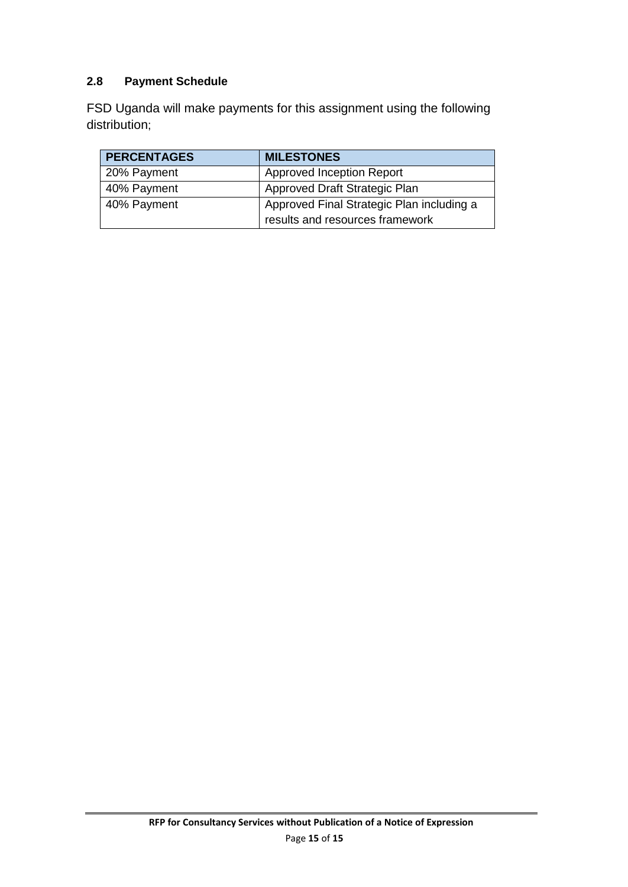### 2.8 Payment Schedule

FSD Uganda will make payments for this assignment using the following distribution;

| PERCENTAGES | MILESTONES |
| --- | --- |
| 20% Payment | Approved Inception Report |
| 40% Payment | Approved Draft Strategic Plan |
| 40% Payment | Approved Final Strategic Plan including a results and resources framework |